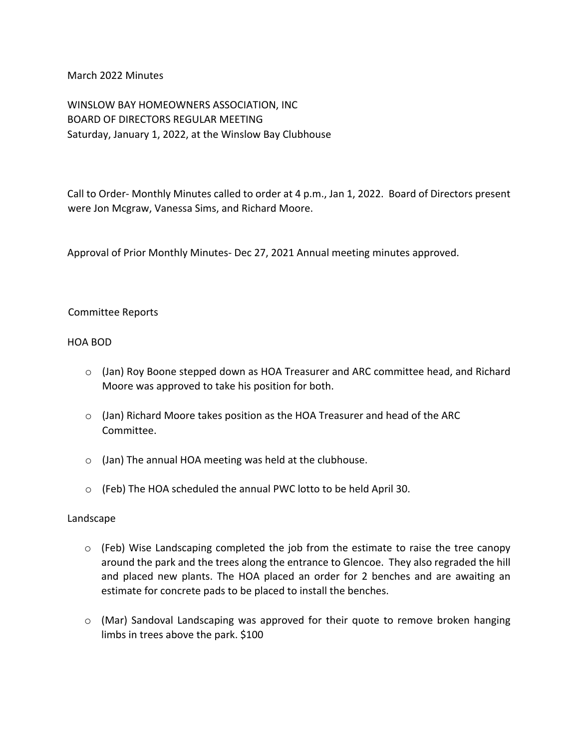March 2022 Minutes

WINSLOW BAY HOMEOWNERS ASSOCIATION, INC
BOARD OF DIRECTORS REGULAR MEETING
Saturday, January 1, 2022, at the Winslow Bay Clubhouse

Call to Order- Monthly Minutes called to order at 4 p.m., Jan 1, 2022. Board of Directors present were Jon Mcgraw, Vanessa Sims, and Richard Moore.

Approval of Prior Monthly Minutes- Dec 27, 2021 Annual meeting minutes approved.

Committee Reports

HOA BOD

- (Jan) Roy Boone stepped down as HOA Treasurer and ARC committee head, and Richard Moore was approved to take his position for both.
- (Jan) Richard Moore takes position as the HOA Treasurer and head of the ARC Committee.
- (Jan) The annual HOA meeting was held at the clubhouse.
- (Feb) The HOA scheduled the annual PWC lotto to be held April 30.

Landscape

- (Feb) Wise Landscaping completed the job from the estimate to raise the tree canopy around the park and the trees along the entrance to Glencoe. They also regraded the hill and placed new plants. The HOA placed an order for 2 benches and are awaiting an estimate for concrete pads to be placed to install the benches.
- (Mar) Sandoval Landscaping was approved for their quote to remove broken hanging limbs in trees above the park. $100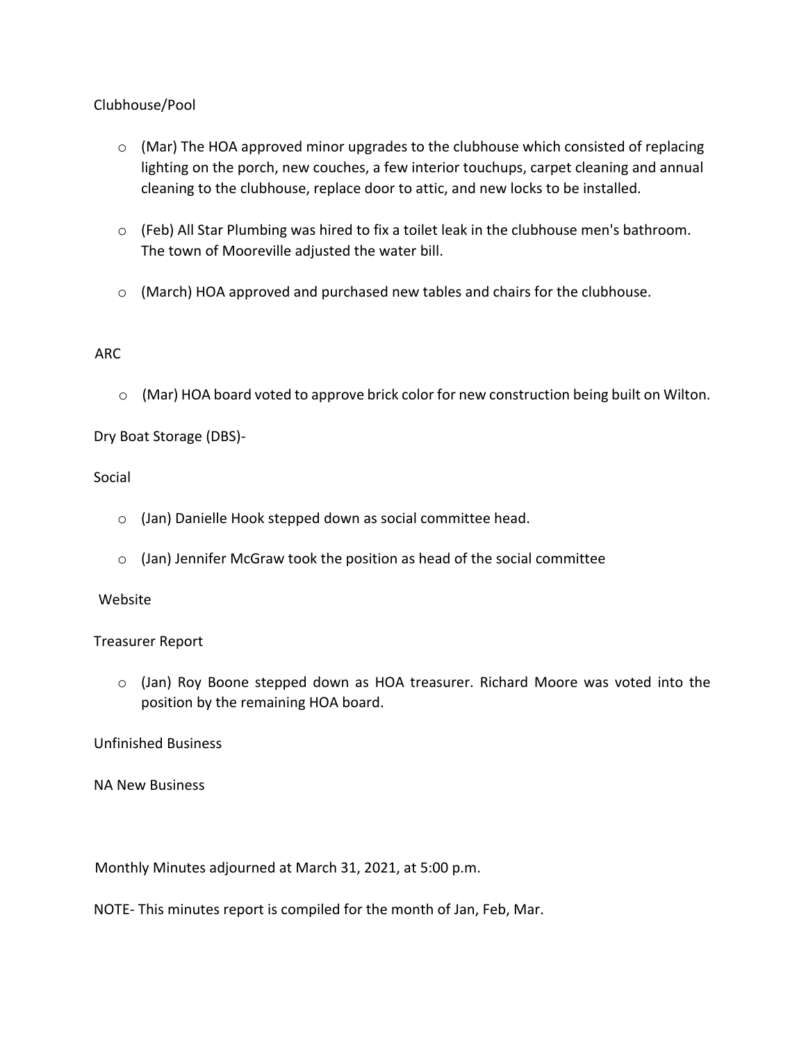Clubhouse/Pool

- (Mar) The HOA approved minor upgrades to the clubhouse which consisted of replacing lighting on the porch, new couches, a few interior touchups, carpet cleaning and annual cleaning to the clubhouse, replace door to attic, and new locks to be installed.
- (Feb) All Star Plumbing was hired to fix a toilet leak in the clubhouse men's bathroom. The town of Mooreville adjusted the water bill.
- (March) HOA approved and purchased new tables and chairs for the clubhouse.

ARC

- (Mar) HOA board voted to approve brick color for new construction being built on Wilton.

Dry Boat Storage (DBS)-

Social

- (Jan) Danielle Hook stepped down as social committee head.
- (Jan) Jennifer McGraw took the position as head of the social committee

Website

Treasurer Report

- (Jan) Roy Boone stepped down as HOA treasurer. Richard Moore was voted into the position by the remaining HOA board.

Unfinished Business

NA New Business

Monthly Minutes adjourned at March 31, 2021, at 5:00 p.m.

NOTE- This minutes report is compiled for the month of Jan, Feb, Mar.